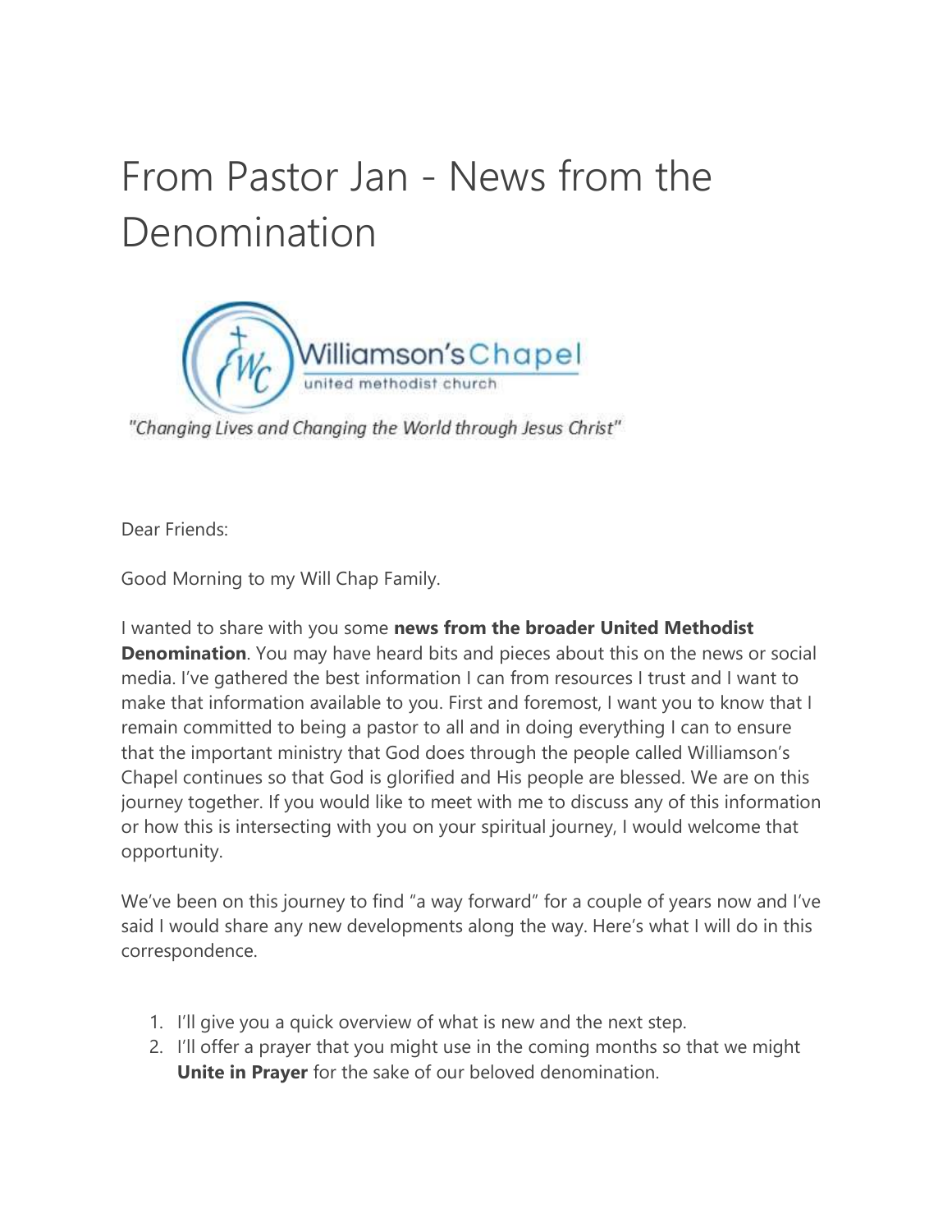# From Pastor Jan - News from the Denomination

Williamson's Chapel
united methodist church

*"Changing Lives and Changing the World through Jesus Christ"*

Dear Friends:

Good Morning to my Will Chap Family.

I wanted to share with you some **news from the broader United Methodist Denomination**. You may have heard bits and pieces about this on the news or social media. I've gathered the best information I can from resources I trust and I want to make that information available to you. First and foremost, I want you to know that I remain committed to being a pastor to all and in doing everything I can to ensure that the important ministry that God does through the people called Williamson's Chapel continues so that God is glorified and His people are blessed. We are on this journey together. If you would like to meet with me to discuss any of this information or how this is intersecting with you on your spiritual journey, I would welcome that opportunity.

We've been on this journey to find "a way forward" for a couple of years now and I've said I would share any new developments along the way. Here's what I will do in this correspondence.

1. I'll give you a quick overview of what is new and the next step.
2. I'll offer a prayer that you might use in the coming months so that we might **Unite in Prayer** for the sake of our beloved denomination.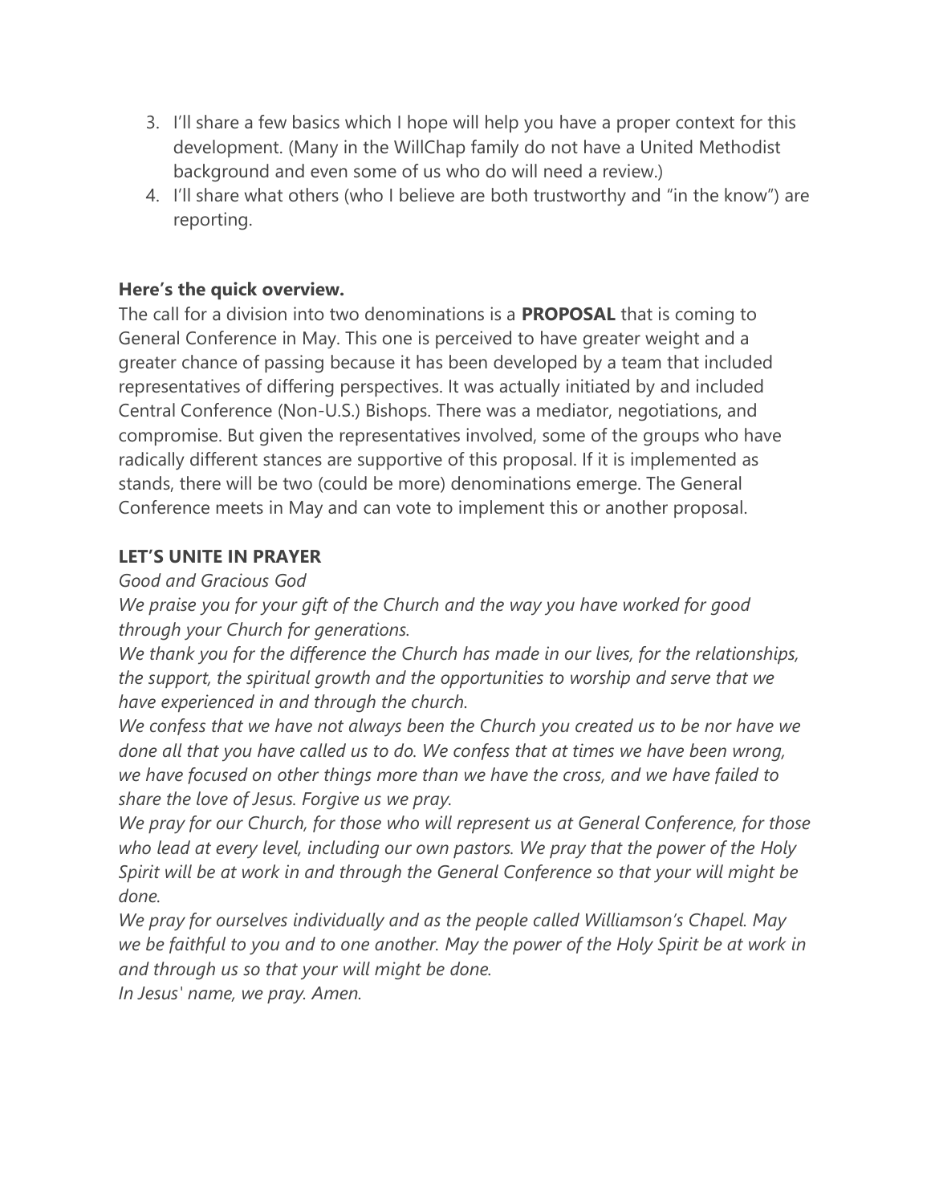3. I'll share a few basics which I hope will help you have a proper context for this development. (Many in the WillChap family do not have a United Methodist background and even some of us who do will need a review.)
4. I'll share what others (who I believe are both trustworthy and "in the know") are reporting.

**Here's the quick overview.**

The call for a division into two denominations is a **PROPOSAL** that is coming to General Conference in May. This one is perceived to have greater weight and a greater chance of passing because it has been developed by a team that included representatives of differing perspectives. It was actually initiated by and included Central Conference (Non-U.S.) Bishops. There was a mediator, negotiations, and compromise. But given the representatives involved, some of the groups who have radically different stances are supportive of this proposal. If it is implemented as stands, there will be two (could be more) denominations emerge. The General Conference meets in May and can vote to implement this or another proposal.

**LET'S UNITE IN PRAYER**

*Good and Gracious God*

*We praise you for your gift of the Church and the way you have worked for good through your Church for generations.*

*We thank you for the difference the Church has made in our lives, for the relationships, the support, the spiritual growth and the opportunities to worship and serve that we have experienced in and through the church.*

*We confess that we have not always been the Church you created us to be nor have we done all that you have called us to do. We confess that at times we have been wrong, we have focused on other things more than we have the cross, and we have failed to share the love of Jesus. Forgive us we pray.*

*We pray for our Church, for those who will represent us at General Conference, for those who lead at every level, including our own pastors. We pray that the power of the Holy Spirit will be at work in and through the General Conference so that your will might be done.*

*We pray for ourselves individually and as the people called Williamson's Chapel. May we be faithful to you and to one another. May the power of the Holy Spirit be at work in and through us so that your will might be done.*

*In Jesus' name, we pray. Amen.*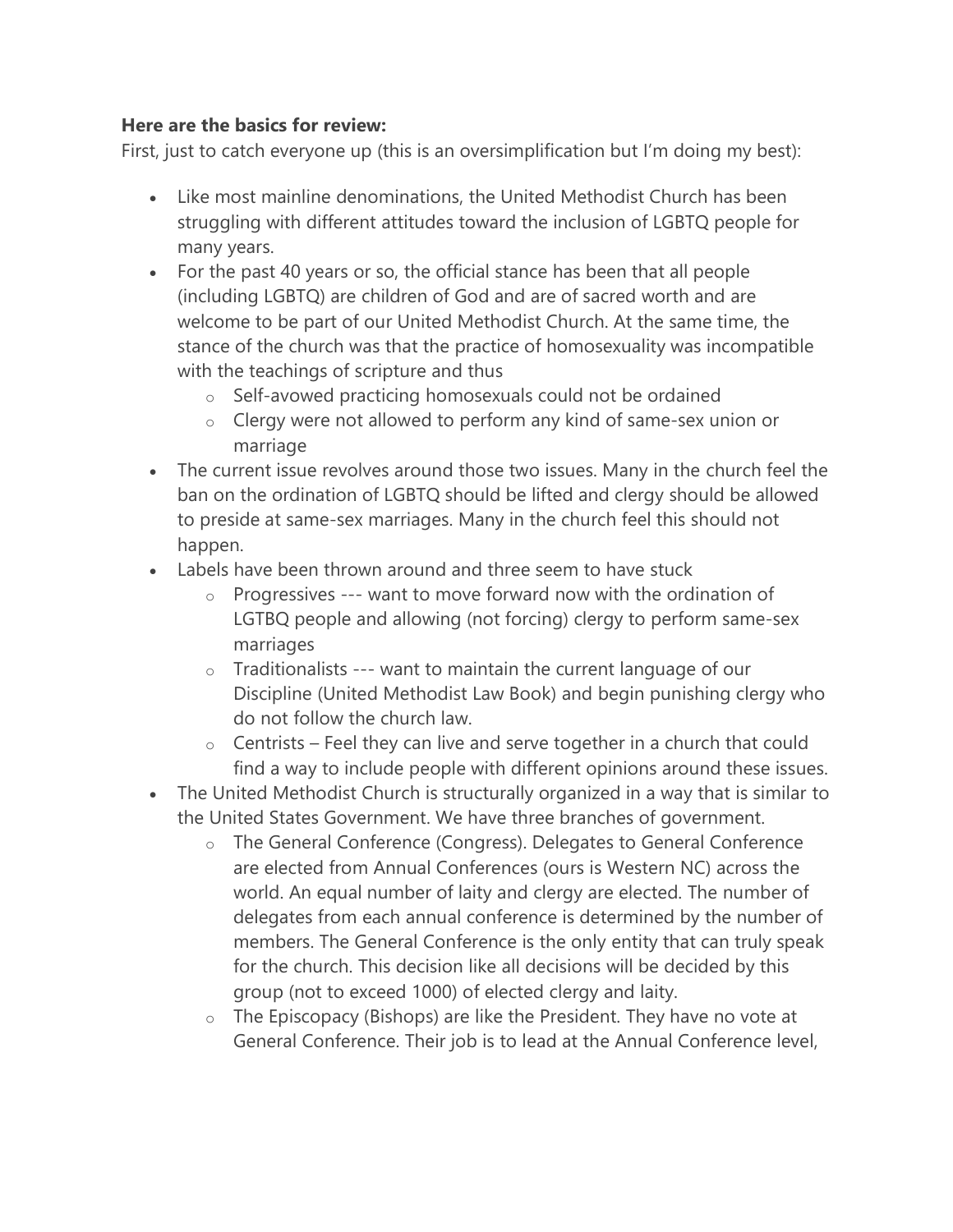**Here are the basics for review:**

First, just to catch everyone up (this is an oversimplification but I'm doing my best):

- Like most mainline denominations, the United Methodist Church has been struggling with different attitudes toward the inclusion of LGBTQ people for many years.
- For the past 40 years or so, the official stance has been that all people (including LGBTQ) are children of God and are of sacred worth and are welcome to be part of our United Methodist Church. At the same time, the stance of the church was that the practice of homosexuality was incompatible with the teachings of scripture and thus
  - Self-avowed practicing homosexuals could not be ordained
  - Clergy were not allowed to perform any kind of same-sex union or marriage
- The current issue revolves around those two issues. Many in the church feel the ban on the ordination of LGBTQ should be lifted and clergy should be allowed to preside at same-sex marriages. Many in the church feel this should not happen.
- Labels have been thrown around and three seem to have stuck
  - Progressives --- want to move forward now with the ordination of LGTBQ people and allowing (not forcing) clergy to perform same-sex marriages
  - Traditionalists --- want to maintain the current language of our Discipline (United Methodist Law Book) and begin punishing clergy who do not follow the church law.
  - Centrists – Feel they can live and serve together in a church that could find a way to include people with different opinions around these issues.
- The United Methodist Church is structurally organized in a way that is similar to the United States Government. We have three branches of government.
  - The General Conference (Congress). Delegates to General Conference are elected from Annual Conferences (ours is Western NC) across the world. An equal number of laity and clergy are elected. The number of delegates from each annual conference is determined by the number of members. The General Conference is the only entity that can truly speak for the church. This decision like all decisions will be decided by this group (not to exceed 1000) of elected clergy and laity.
  - The Episcopacy (Bishops) are like the President. They have no vote at General Conference. Their job is to lead at the Annual Conference level,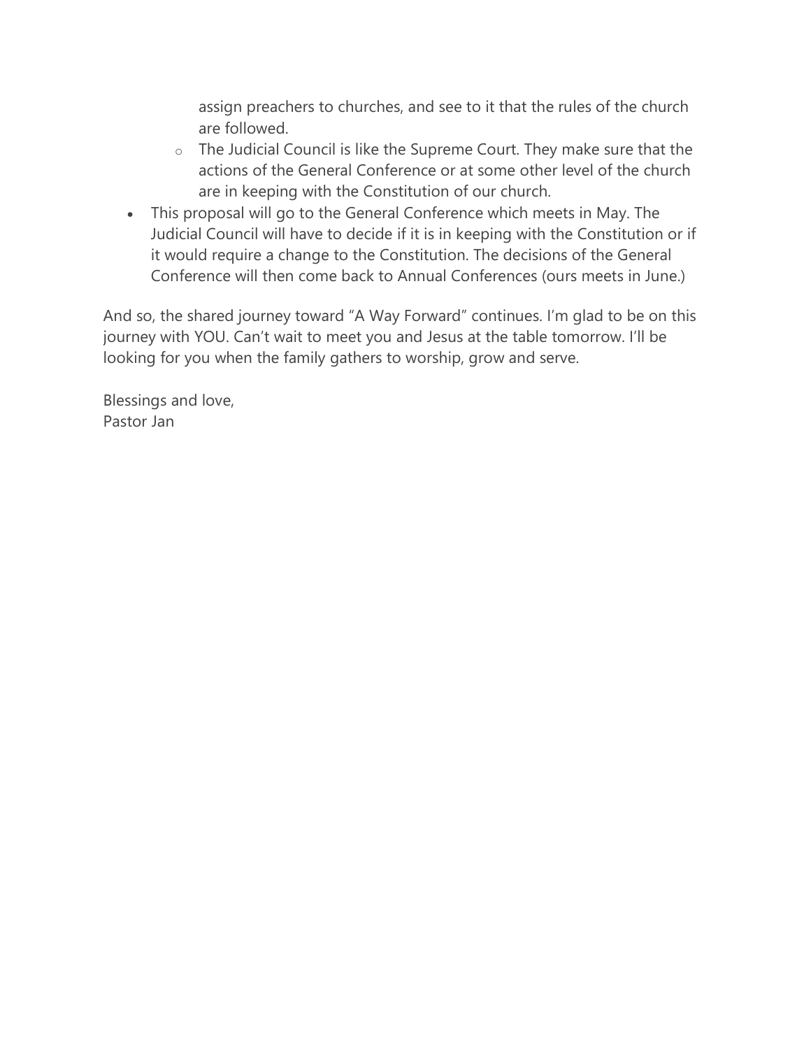assign preachers to churches, and see to it that the rules of the church are followed.
  - The Judicial Council is like the Supreme Court. They make sure that the actions of the General Conference or at some other level of the church are in keeping with the Constitution of our church.
- This proposal will go to the General Conference which meets in May. The Judicial Council will have to decide if it is in keeping with the Constitution or if it would require a change to the Constitution. The decisions of the General Conference will then come back to Annual Conferences (ours meets in June.)

And so, the shared journey toward "A Way Forward" continues. I'm glad to be on this journey with YOU. Can't wait to meet you and Jesus at the table tomorrow. I'll be looking for you when the family gathers to worship, grow and serve.

Blessings and love,
Pastor Jan